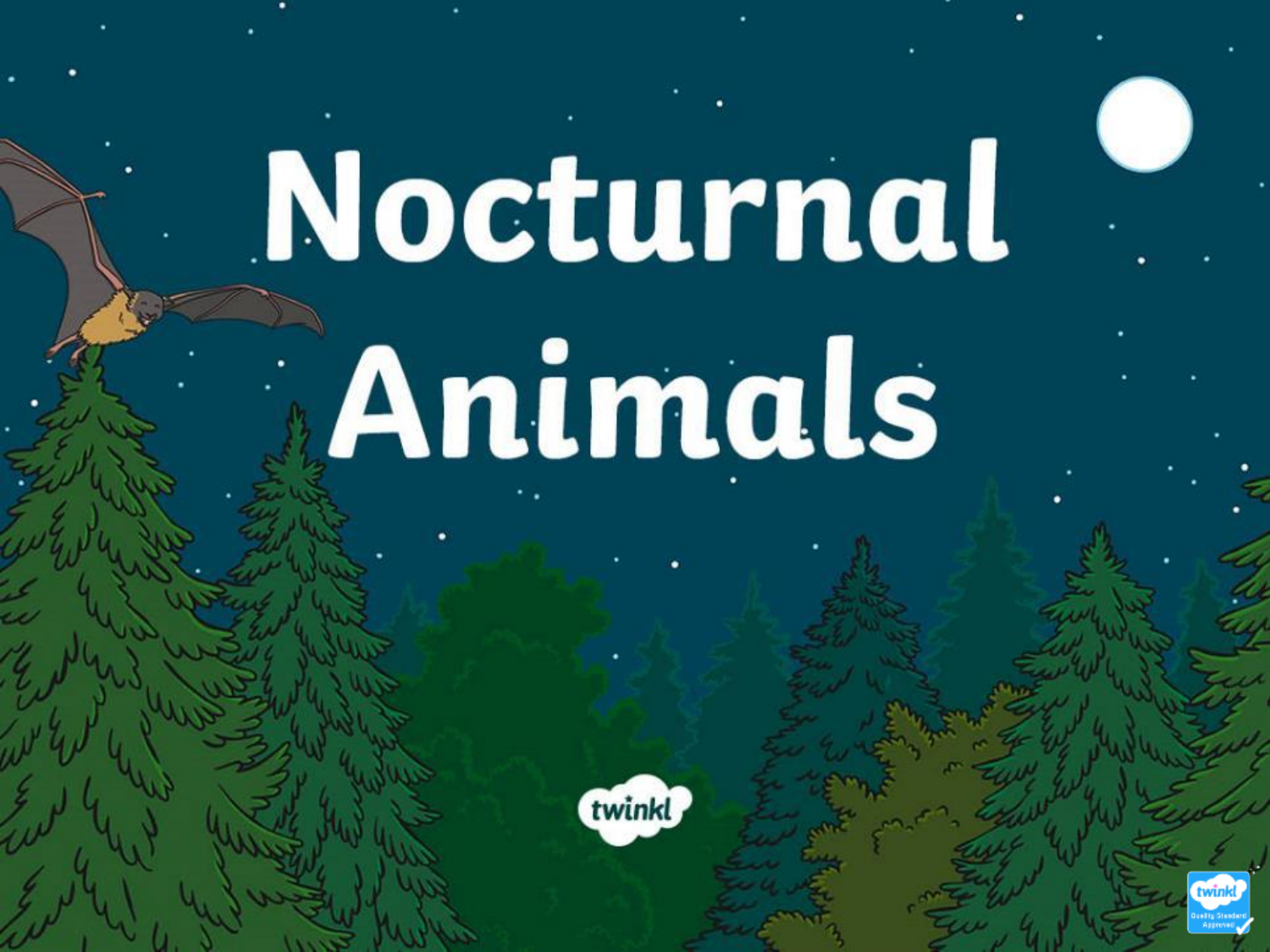# Nocturnal Animals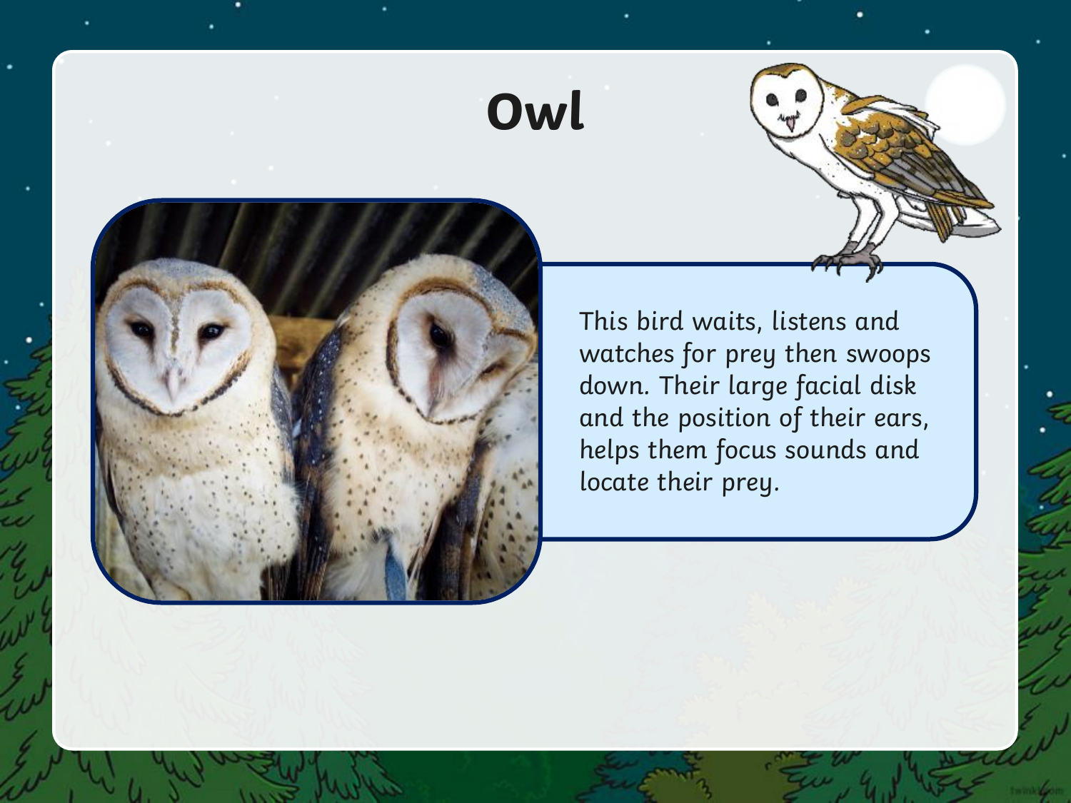# Owl

This bird waits, listens and watches for prey then swoops down. Their large facial disk and the position of their ears, helps them focus sounds and locate their prey.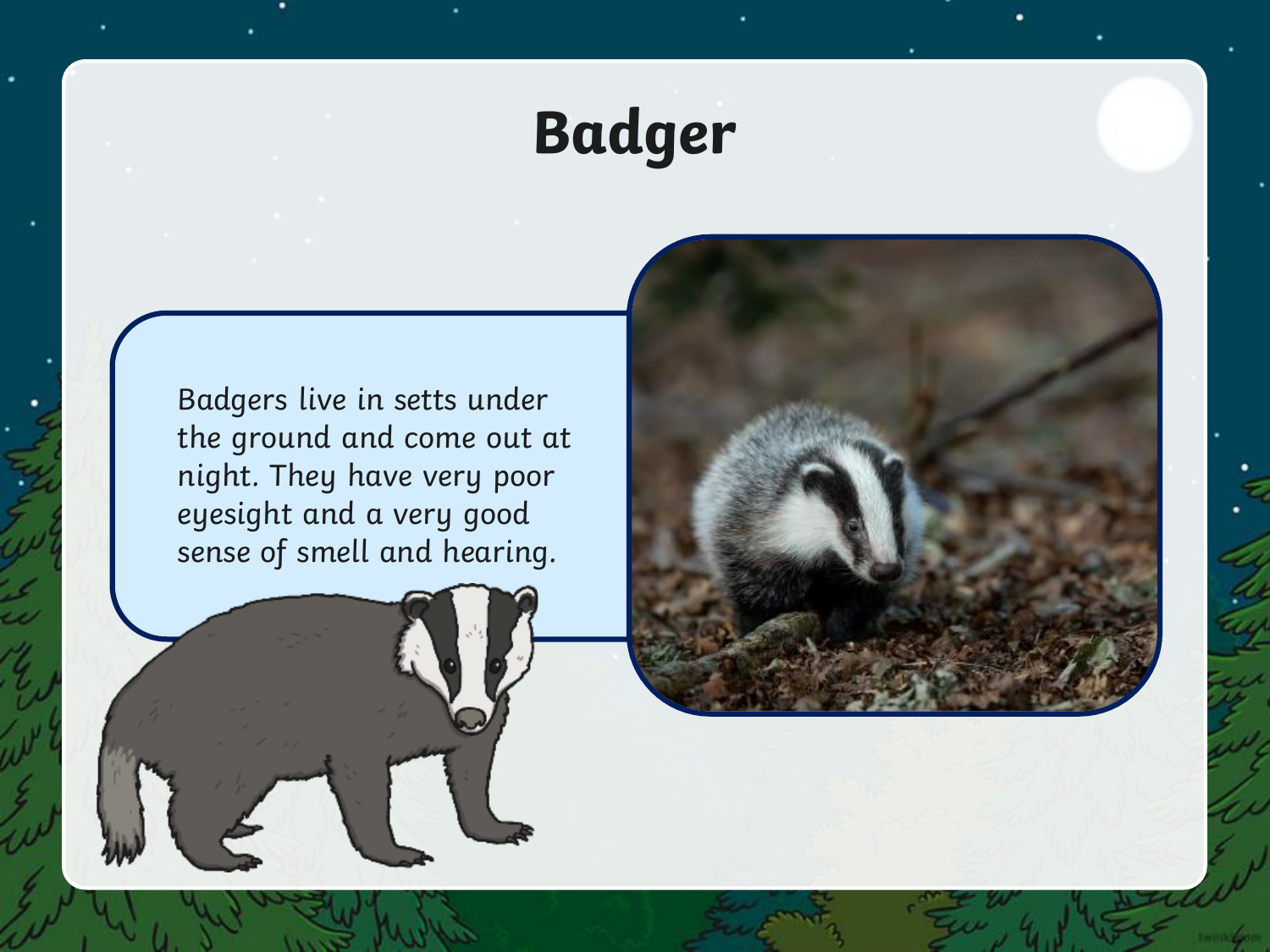# Badger

Badgers live in setts under the ground and come out at night. They have very poor eyesight and a very good sense of smell and hearing.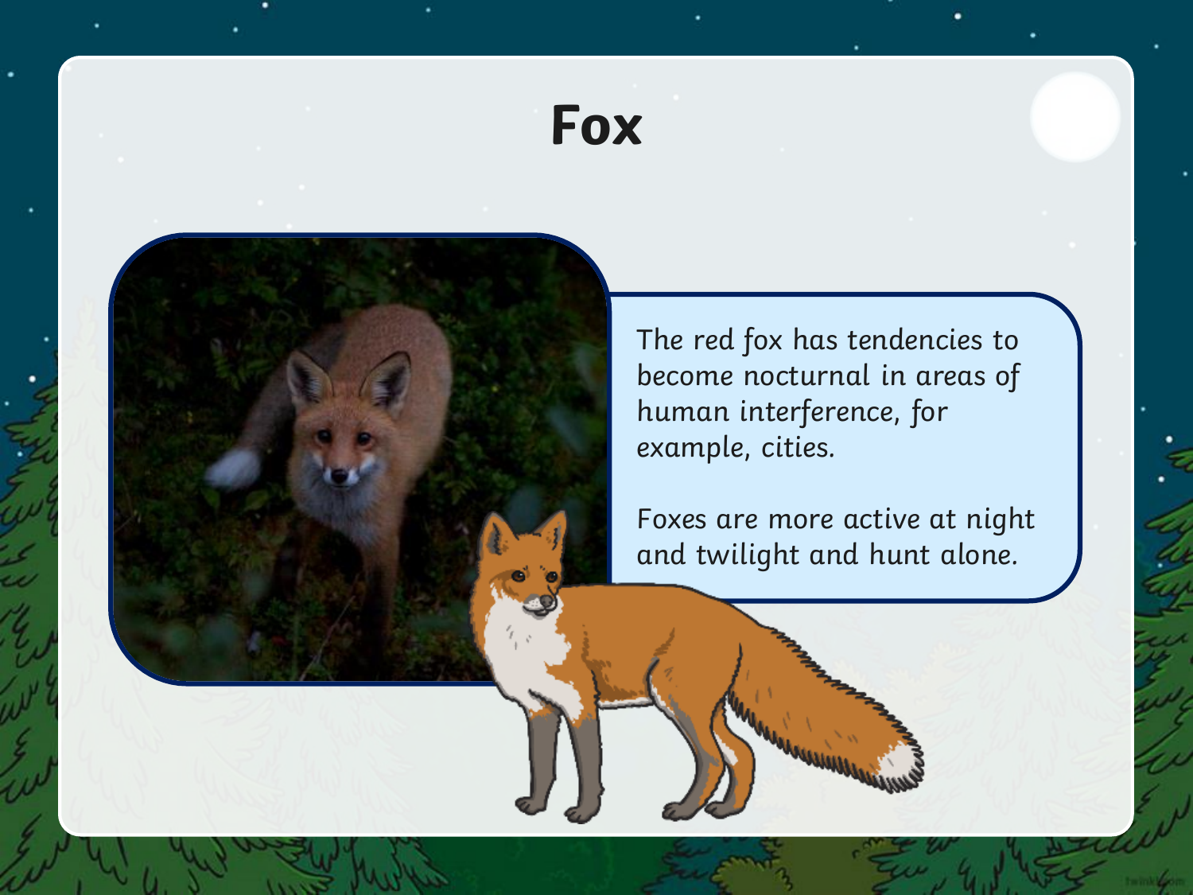# Fox

The red fox has tendencies to become nocturnal in areas of human interference, for example, cities.

Foxes are more active at night and twilight and hunt alone.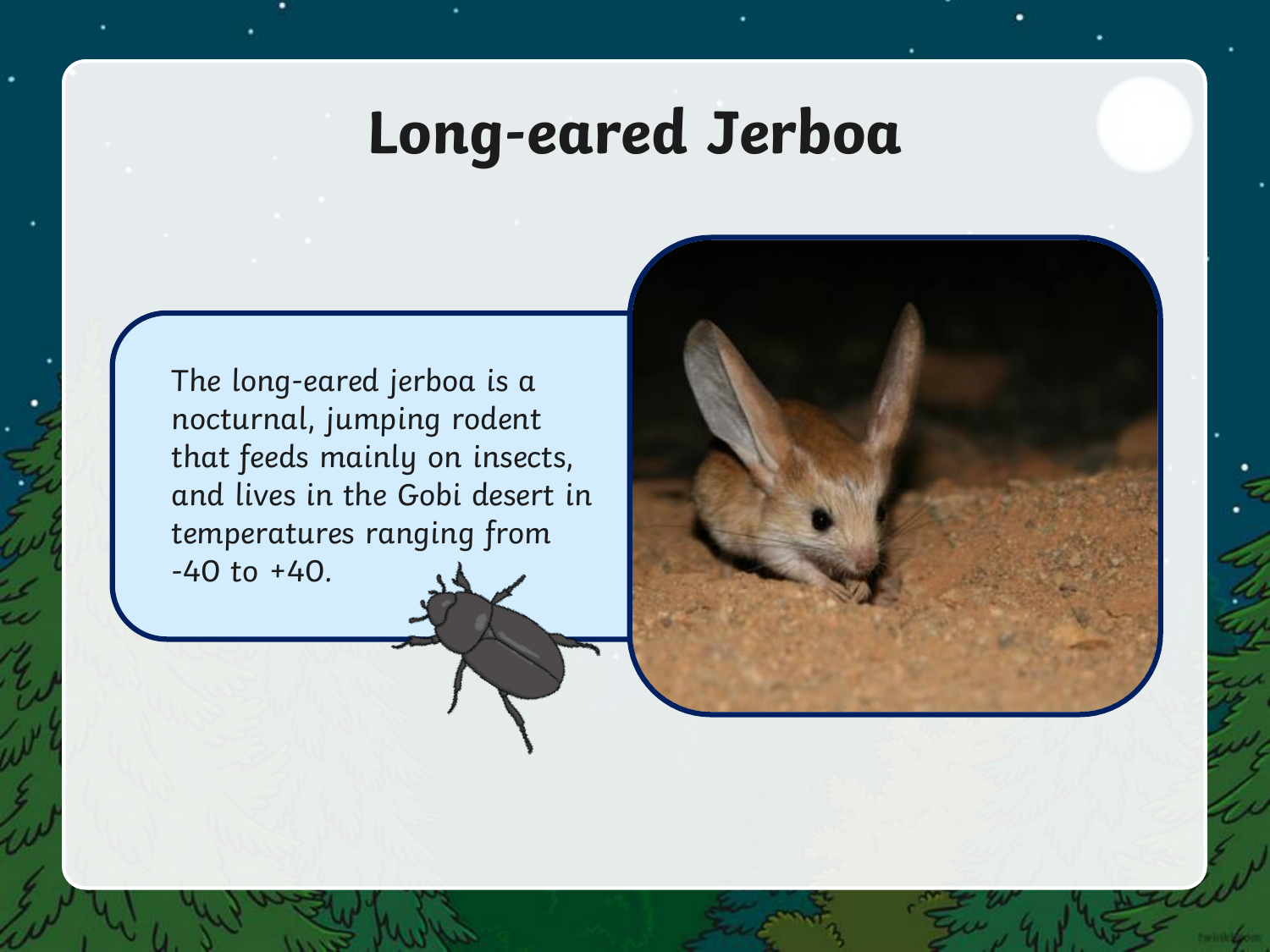# Long-eared Jerboa

The long-eared jerboa is a nocturnal, jumping rodent that feeds mainly on insects, and lives in the Gobi desert in temperatures ranging from -40 to +40.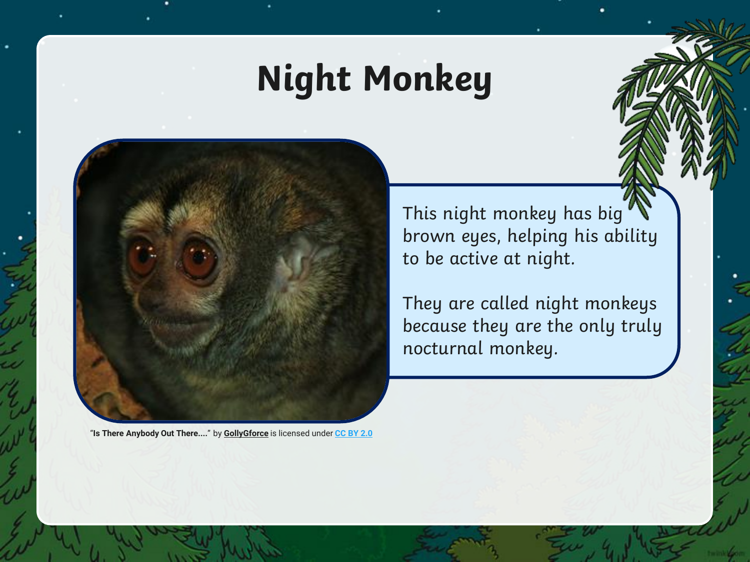# Night Monkey

“Is There Anybody Out There....” by GollyGforce is licensed under CC BY 2.0

This night monkey has big brown eyes, helping his ability to be active at night.

They are called night monkeys because they are the only truly nocturnal monkey.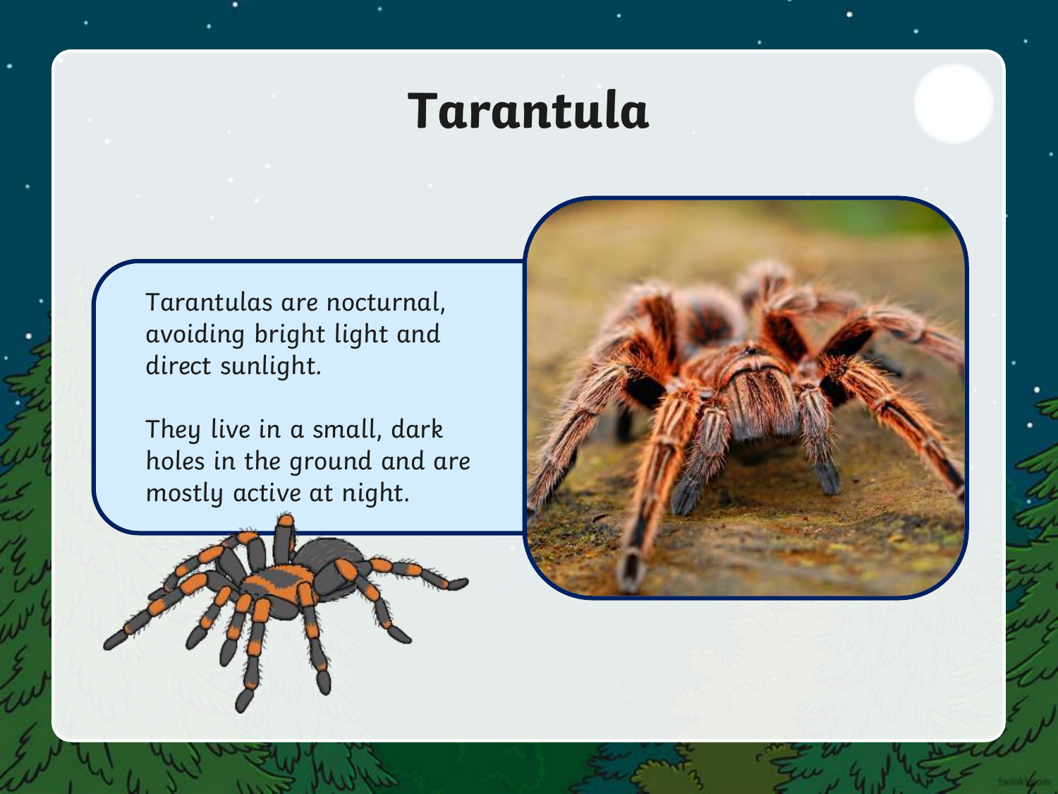# Tarantula

Tarantulas are nocturnal, avoiding bright light and direct sunlight.

They live in a small, dark holes in the ground and are mostly active at night.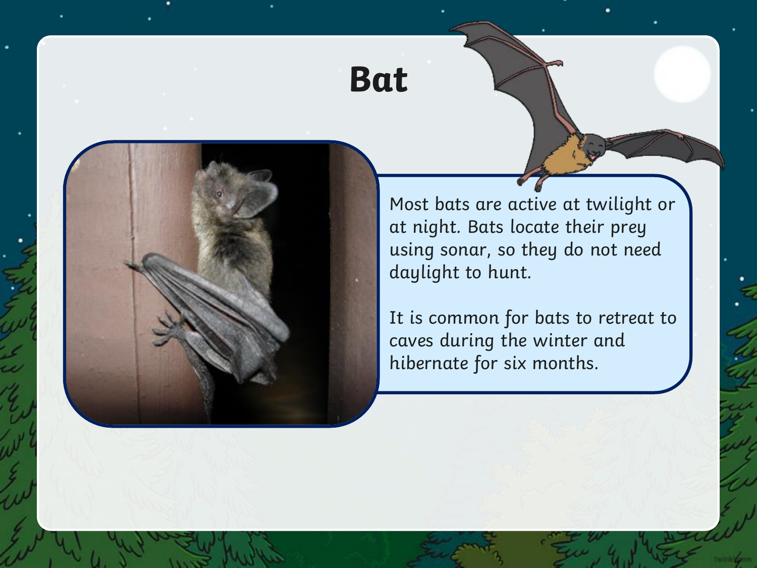# Bat

Most bats are active at twilight or at night. Bats locate their prey using sonar, so they do not need daylight to hunt.

It is common for bats to retreat to caves during the winter and hibernate for six months.